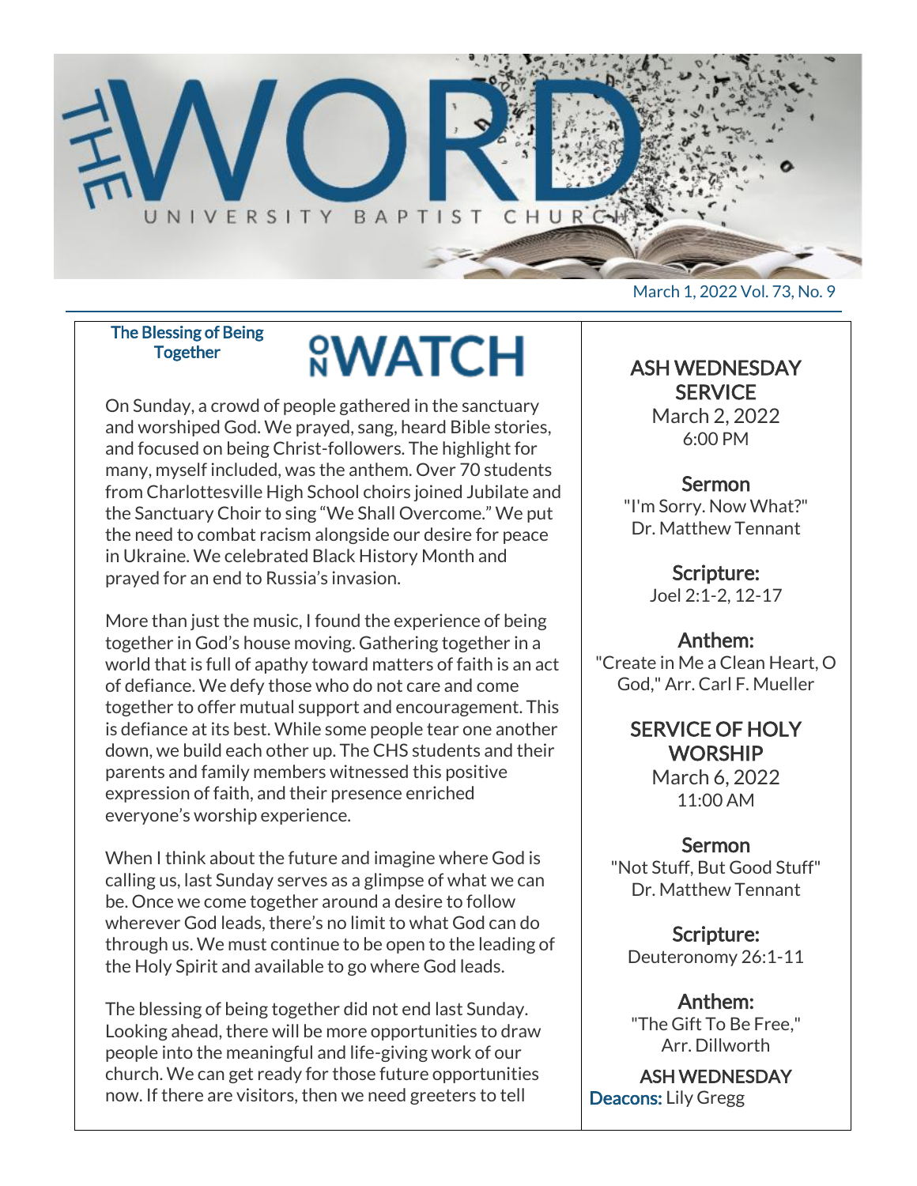# THE WORD

UNIVERSITY BAPTIST CHURCH

March 1, 2022 Vol. 73, No. 9

## ON WATCH

### The Blessing of Being Together

On Sunday, a crowd of people gathered in the sanctuary and worshiped God. We prayed, sang, heard Bible stories, and focused on being Christ-followers. The highlight for many, myself included, was the anthem. Over 70 students from Charlottesville High School choirs joined Jubilate and the Sanctuary Choir to sing "We Shall Overcome." We put the need to combat racism alongside our desire for peace in Ukraine. We celebrated Black History Month and prayed for an end to Russia's invasion.

More than just the music, I found the experience of being together in God's house moving. Gathering together in a world that is full of apathy toward matters of faith is an act of defiance. We defy those who do not care and come together to offer mutual support and encouragement. This is defiance at its best. While some people tear one another down, we build each other up. The CHS students and their parents and family members witnessed this positive expression of faith, and their presence enriched everyone's worship experience.

When I think about the future and imagine where God is calling us, last Sunday serves as a glimpse of what we can be. Once we come together around a desire to follow wherever God leads, there's no limit to what God can do through us. We must continue to be open to the leading of the Holy Spirit and available to go where God leads.

The blessing of being together did not end last Sunday. Looking ahead, there will be more opportunities to draw people into the meaningful and life-giving work of our church. We can get ready for those future opportunities now. If there are visitors, then we need greeters to tell

### ASH WEDNESDAY SERVICE

March 2, 2022
6:00 PM

**Sermon**
"I'm Sorry. Now What?"
Dr. Matthew Tennant

**Scripture:**
Joel 2:1-2, 12-17

**Anthem:**
"Create in Me a Clean Heart, O God," Arr. Carl F. Mueller

### SERVICE OF HOLY WORSHIP

March 6, 2022
11:00 AM

**Sermon**
"Not Stuff, But Good Stuff"
Dr. Matthew Tennant

**Scripture:**
Deuteronomy 26:1-11

**Anthem:**
"The Gift To Be Free,"
Arr. Dillworth

**ASH WEDNESDAY**

**Deacons:** Lily Gregg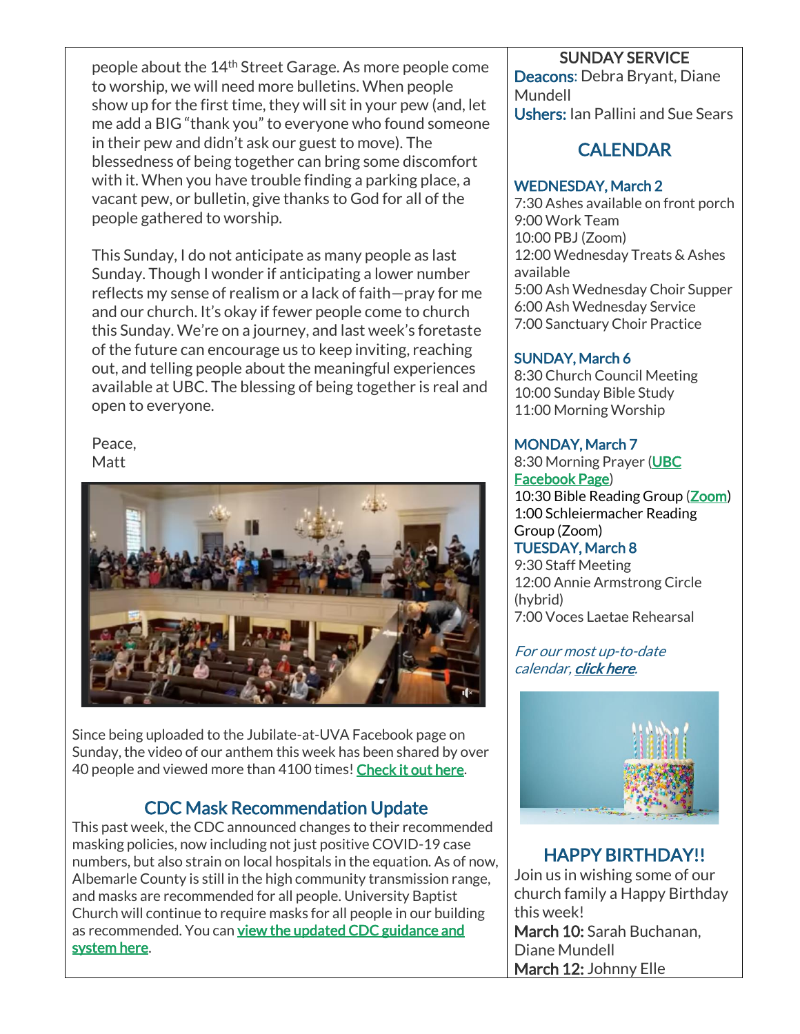people about the 14th Street Garage. As more people come to worship, we will need more bulletins. When people show up for the first time, they will sit in your pew (and, let me add a BIG "thank you" to everyone who found someone in their pew and didn't ask our guest to move). The blessedness of being together can bring some discomfort with it. When you have trouble finding a parking place, a vacant pew, or bulletin, give thanks to God for all of the people gathered to worship.

This Sunday, I do not anticipate as many people as last Sunday. Though I wonder if anticipating a lower number reflects my sense of realism or a lack of faith—pray for me and our church. It's okay if fewer people come to church this Sunday. We're on a journey, and last week's foretaste of the future can encourage us to keep inviting, reaching out, and telling people about the meaningful experiences available at UBC. The blessing of being together is real and open to everyone.

Peace,
Matt

Since being uploaded to the Jubilate-at-UVA Facebook page on Sunday, the video of our anthem this week has been shared by over 40 people and viewed more than 4100 times! Check it out here.

## CDC Mask Recommendation Update

This past week, the CDC announced changes to their recommended masking policies, now including not just positive COVID-19 case numbers, but also strain on local hospitals in the equation. As of now, Albemarle County is still in the high community transmission range, and masks are recommended for all people. University Baptist Church will continue to require masks for all people in our building as recommended. You can view the updated CDC guidance and system here.

### SUNDAY SERVICE

**Deacons**: Debra Bryant, Diane Mundell
**Ushers:** Ian Pallini and Sue Sears

## CALENDAR

### WEDNESDAY, March 2

7:30 Ashes available on front porch
9:00 Work Team
10:00 PBJ (Zoom)
12:00 Wednesday Treats & Ashes available
5:00 Ash Wednesday Choir Supper
6:00 Ash Wednesday Service
7:00 Sanctuary Choir Practice

### SUNDAY, March 6

8:30 Church Council Meeting
10:00 Sunday Bible Study
11:00 Morning Worship

### MONDAY, March 7

8:30 Morning Prayer (UBC Facebook Page)
10:30 Bible Reading Group (Zoom)
1:00 Schleiermacher Reading Group (Zoom)

### TUESDAY, March 8

9:30 Staff Meeting
12:00 Annie Armstrong Circle (hybrid)
7:00 Voces Laetae Rehearsal

*For our most up-to-date calendar, **click here**.*

## HAPPY BIRTHDAY!!

Join us in wishing some of our church family a Happy Birthday this week!

**March 10:** Sarah Buchanan, Diane Mundell
**March 12:** Johnny Elle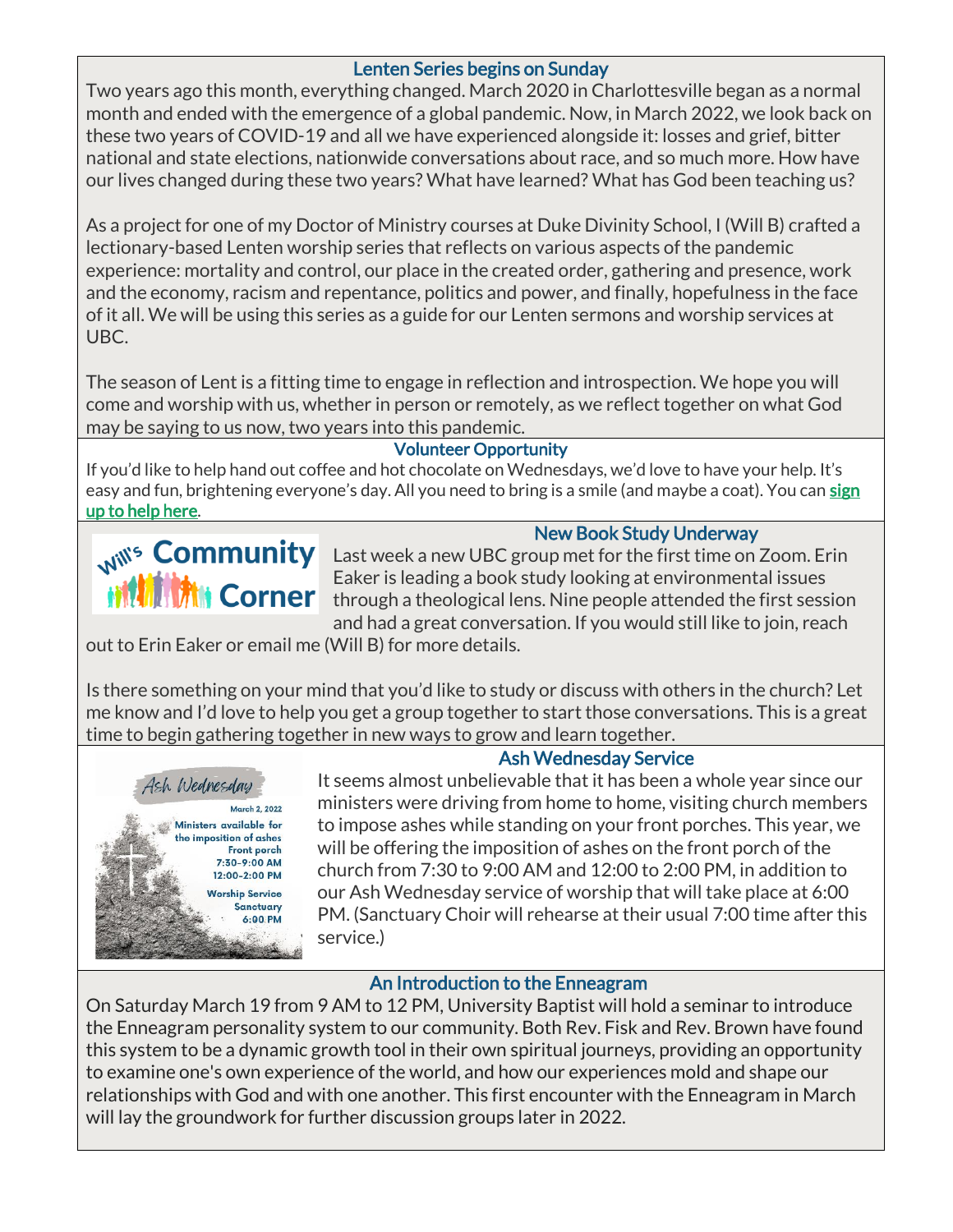## Lenten Series begins on Sunday

Two years ago this month, everything changed. March 2020 in Charlottesville began as a normal month and ended with the emergence of a global pandemic. Now, in March 2022, we look back on these two years of COVID-19 and all we have experienced alongside it: losses and grief, bitter national and state elections, nationwide conversations about race, and so much more. How have our lives changed during these two years? What have learned? What has God been teaching us?

As a project for one of my Doctor of Ministry courses at Duke Divinity School, I (Will B) crafted a lectionary-based Lenten worship series that reflects on various aspects of the pandemic experience: mortality and control, our place in the created order, gathering and presence, work and the economy, racism and repentance, politics and power, and finally, hopefulness in the face of it all. We will be using this series as a guide for our Lenten sermons and worship services at UBC.

The season of Lent is a fitting time to engage in reflection and introspection. We hope you will come and worship with us, whether in person or remotely, as we reflect together on what God may be saying to us now, two years into this pandemic.

## Volunteer Opportunity

If you'd like to help hand out coffee and hot chocolate on Wednesdays, we'd love to have your help. It's easy and fun, brightening everyone's day. All you need to bring is a smile (and maybe a coat). You can **sign up to help here**.

## New Book Study Underway

Will's Community Corner

Last week a new UBC group met for the first time on Zoom. Erin Eaker is leading a book study looking at environmental issues through a theological lens. Nine people attended the first session and had a great conversation. If you would still like to join, reach out to Erin Eaker or email me (Will B) for more details.

Is there something on your mind that you'd like to study or discuss with others in the church? Let me know and I'd love to help you get a group together to start those conversations. This is a great time to begin gathering together in new ways to grow and learn together.

## Ash Wednesday Service

Ash Wednesday
March 2, 2022
Ministers available for the imposition of ashes
Front porch
7:30-9:00 AM
12:00-2:00 PM
Worship Service
Sanctuary
6:00 PM

It seems almost unbelievable that it has been a whole year since our ministers were driving from home to home, visiting church members to impose ashes while standing on your front porches. This year, we will be offering the imposition of ashes on the front porch of the church from 7:30 to 9:00 AM and 12:00 to 2:00 PM, in addition to our Ash Wednesday service of worship that will take place at 6:00 PM. (Sanctuary Choir will rehearse at their usual 7:00 time after this service.)

## An Introduction to the Enneagram

On Saturday March 19 from 9 AM to 12 PM, University Baptist will hold a seminar to introduce the Enneagram personality system to our community. Both Rev. Fisk and Rev. Brown have found this system to be a dynamic growth tool in their own spiritual journeys, providing an opportunity to examine one's own experience of the world, and how our experiences mold and shape our relationships with God and with one another. This first encounter with the Enneagram in March will lay the groundwork for further discussion groups later in 2022.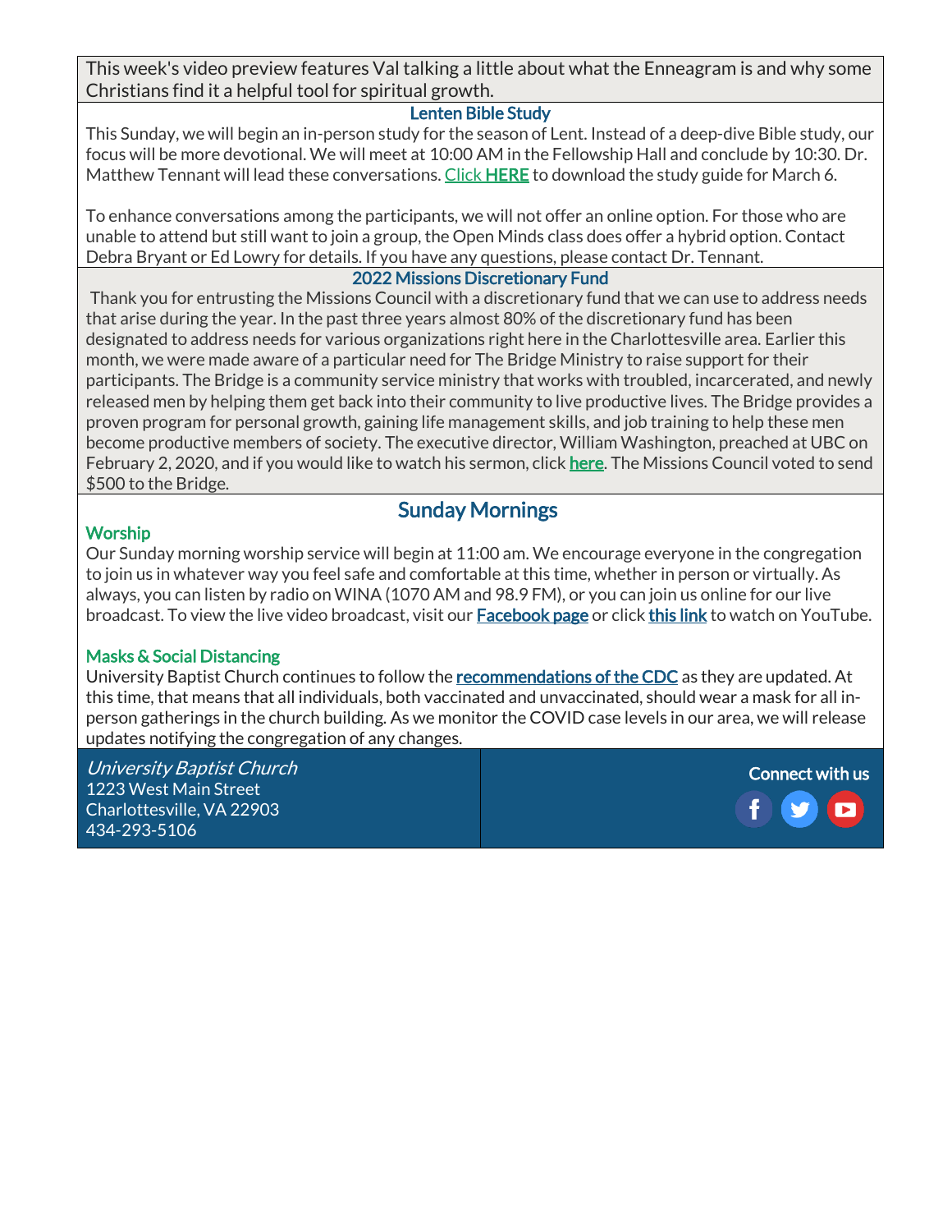This week's video preview features Val talking a little about what the Enneagram is and why some Christians find it a helpful tool for spiritual growth.

### Lenten Bible Study

This Sunday, we will begin an in-person study for the season of Lent. Instead of a deep-dive Bible study, our focus will be more devotional. We will meet at 10:00 AM in the Fellowship Hall and conclude by 10:30. Dr. Matthew Tennant will lead these conversations. Click **HERE** to download the study guide for March 6.

To enhance conversations among the participants, we will not offer an online option. For those who are unable to attend but still want to join a group, the Open Minds class does offer a hybrid option. Contact Debra Bryant or Ed Lowry for details. If you have any questions, please contact Dr. Tennant.

### 2022 Missions Discretionary Fund

Thank you for entrusting the Missions Council with a discretionary fund that we can use to address needs that arise during the year. In the past three years almost 80% of the discretionary fund has been designated to address needs for various organizations right here in the Charlottesville area. Earlier this month, we were made aware of a particular need for The Bridge Ministry to raise support for their participants. The Bridge is a community service ministry that works with troubled, incarcerated, and newly released men by helping them get back into their community to live productive lives. The Bridge provides a proven program for personal growth, gaining life management skills, and job training to help these men become productive members of society. The executive director, William Washington, preached at UBC on February 2, 2020, and if you would like to watch his sermon, click here. The Missions Council voted to send $500 to the Bridge.

## Sunday Mornings

### Worship

Our Sunday morning worship service will begin at 11:00 am. We encourage everyone in the congregation to join us in whatever way you feel safe and comfortable at this time, whether in person or virtually. As always, you can listen by radio on WINA (1070 AM and 98.9 FM), or you can join us online for our live broadcast. To view the live video broadcast, visit our **Facebook page** or click **this link** to watch on YouTube.

### Masks & Social Distancing

University Baptist Church continues to follow the **recommendations of the CDC** as they are updated. At this time, that means that all individuals, both vaccinated and unvaccinated, should wear a mask for all in-person gatherings in the church building. As we monitor the COVID case levels in our area, we will release updates notifying the congregation of any changes.

*University Baptist Church*
1223 West Main Street
Charlottesville, VA 22903
434-293-5106

Connect with us